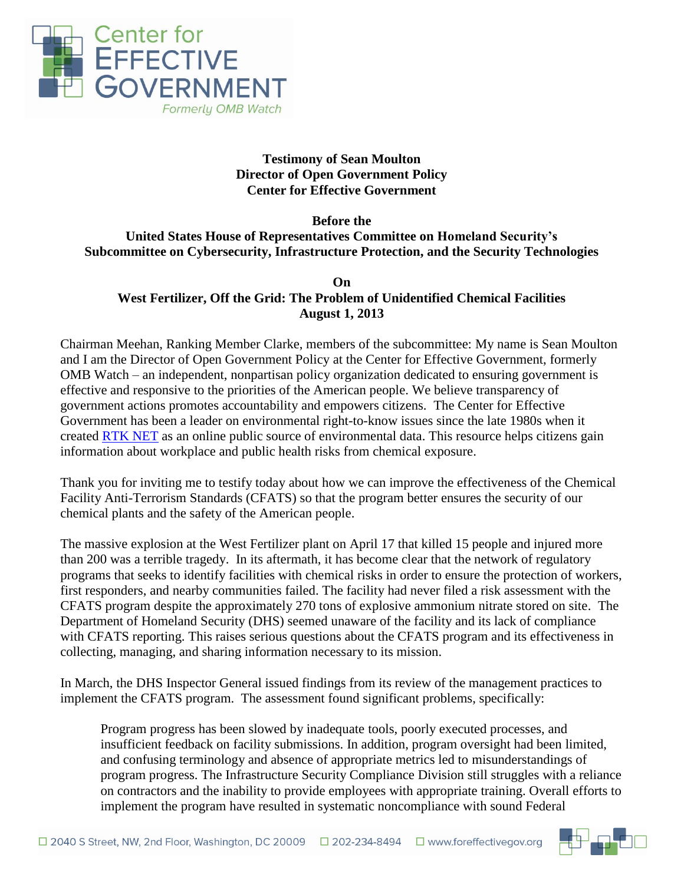Center for EFFECTIVE GOVERNMENT

*Formerly OMB Watch*

**Testimony of Sean Moulton**
**Director of Open Government Policy**
**Center for Effective Government**

**Before the**
**United States House of Representatives Committee on Homeland Security's**
**Subcommittee on Cybersecurity, Infrastructure Protection, and the Security Technologies**

**On**
**West Fertilizer, Off the Grid: The Problem of Unidentified Chemical Facilities**
**August 1, 2013**

Chairman Meehan, Ranking Member Clarke, members of the subcommittee: My name is Sean Moulton and I am the Director of Open Government Policy at the Center for Effective Government, formerly OMB Watch – an independent, nonpartisan policy organization dedicated to ensuring government is effective and responsive to the priorities of the American people. We believe transparency of government actions promotes accountability and empowers citizens. The Center for Effective Government has been a leader on environmental right-to-know issues since the late 1980s when it created RTK NET as an online public source of environmental data. This resource helps citizens gain information about workplace and public health risks from chemical exposure.

Thank you for inviting me to testify today about how we can improve the effectiveness of the Chemical Facility Anti-Terrorism Standards (CFATS) so that the program better ensures the security of our chemical plants and the safety of the American people.

The massive explosion at the West Fertilizer plant on April 17 that killed 15 people and injured more than 200 was a terrible tragedy. In its aftermath, it has become clear that the network of regulatory programs that seeks to identify facilities with chemical risks in order to ensure the protection of workers, first responders, and nearby communities failed. The facility had never filed a risk assessment with the CFATS program despite the approximately 270 tons of explosive ammonium nitrate stored on site. The Department of Homeland Security (DHS) seemed unaware of the facility and its lack of compliance with CFATS reporting. This raises serious questions about the CFATS program and its effectiveness in collecting, managing, and sharing information necessary to its mission.

In March, the DHS Inspector General issued findings from its review of the management practices to implement the CFATS program. The assessment found significant problems, specifically:

> Program progress has been slowed by inadequate tools, poorly executed processes, and insufficient feedback on facility submissions. In addition, program oversight had been limited, and confusing terminology and absence of appropriate metrics led to misunderstandings of program progress. The Infrastructure Security Compliance Division still struggles with a reliance on contractors and the inability to provide employees with appropriate training. Overall efforts to implement the program have resulted in systematic noncompliance with sound Federal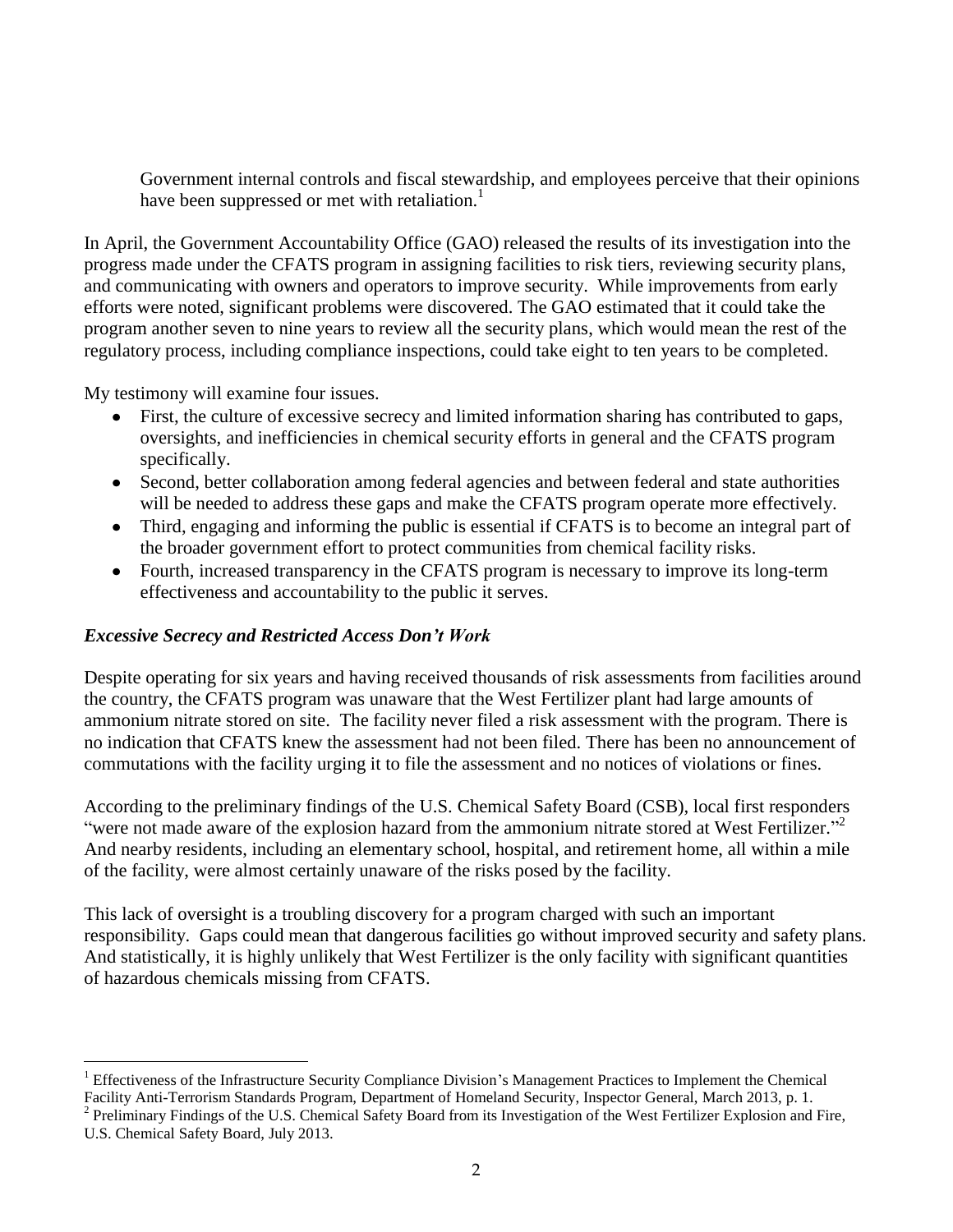Government internal controls and fiscal stewardship, and employees perceive that their opinions have been suppressed or met with retaliation.[1]

In April, the Government Accountability Office (GAO) released the results of its investigation into the progress made under the CFATS program in assigning facilities to risk tiers, reviewing security plans, and communicating with owners and operators to improve security. While improvements from early efforts were noted, significant problems were discovered. The GAO estimated that it could take the program another seven to nine years to review all the security plans, which would mean the rest of the regulatory process, including compliance inspections, could take eight to ten years to be completed.

My testimony will examine four issues.

- First, the culture of excessive secrecy and limited information sharing has contributed to gaps, oversights, and inefficiencies in chemical security efforts in general and the CFATS program specifically.
- Second, better collaboration among federal agencies and between federal and state authorities will be needed to address these gaps and make the CFATS program operate more effectively.
- Third, engaging and informing the public is essential if CFATS is to become an integral part of the broader government effort to protect communities from chemical facility risks.
- Fourth, increased transparency in the CFATS program is necessary to improve its long-term effectiveness and accountability to the public it serves.

### *Excessive Secrecy and Restricted Access Don't Work*

Despite operating for six years and having received thousands of risk assessments from facilities around the country, the CFATS program was unaware that the West Fertilizer plant had large amounts of ammonium nitrate stored on site. The facility never filed a risk assessment with the program. There is no indication that CFATS knew the assessment had not been filed. There has been no announcement of commutations with the facility urging it to file the assessment and no notices of violations or fines.

According to the preliminary findings of the U.S. Chemical Safety Board (CSB), local first responders "were not made aware of the explosion hazard from the ammonium nitrate stored at West Fertilizer."[2] And nearby residents, including an elementary school, hospital, and retirement home, all within a mile of the facility, were almost certainly unaware of the risks posed by the facility.

This lack of oversight is a troubling discovery for a program charged with such an important responsibility. Gaps could mean that dangerous facilities go without improved security and safety plans. And statistically, it is highly unlikely that West Fertilizer is the only facility with significant quantities of hazardous chemicals missing from CFATS.

---

[1] Effectiveness of the Infrastructure Security Compliance Division's Management Practices to Implement the Chemical Facility Anti-Terrorism Standards Program, Department of Homeland Security, Inspector General, March 2013, p. 1.

[2] Preliminary Findings of the U.S. Chemical Safety Board from its Investigation of the West Fertilizer Explosion and Fire, U.S. Chemical Safety Board, July 2013.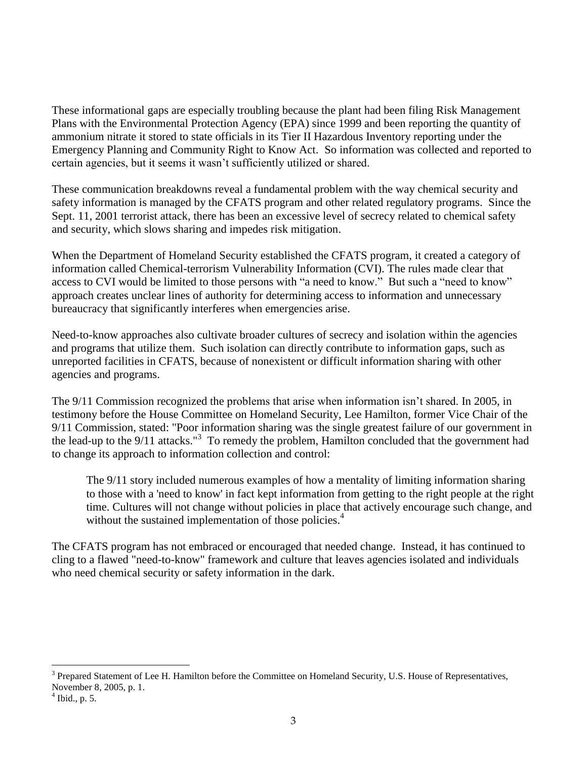These informational gaps are especially troubling because the plant had been filing Risk Management Plans with the Environmental Protection Agency (EPA) since 1999 and been reporting the quantity of ammonium nitrate it stored to state officials in its Tier II Hazardous Inventory reporting under the Emergency Planning and Community Right to Know Act. So information was collected and reported to certain agencies, but it seems it wasn't sufficiently utilized or shared.

These communication breakdowns reveal a fundamental problem with the way chemical security and safety information is managed by the CFATS program and other related regulatory programs. Since the Sept. 11, 2001 terrorist attack, there has been an excessive level of secrecy related to chemical safety and security, which slows sharing and impedes risk mitigation.

When the Department of Homeland Security established the CFATS program, it created a category of information called Chemical-terrorism Vulnerability Information (CVI). The rules made clear that access to CVI would be limited to those persons with "a need to know." But such a "need to know" approach creates unclear lines of authority for determining access to information and unnecessary bureaucracy that significantly interferes when emergencies arise.

Need-to-know approaches also cultivate broader cultures of secrecy and isolation within the agencies and programs that utilize them. Such isolation can directly contribute to information gaps, such as unreported facilities in CFATS, because of nonexistent or difficult information sharing with other agencies and programs.

The 9/11 Commission recognized the problems that arise when information isn't shared. In 2005, in testimony before the House Committee on Homeland Security, Lee Hamilton, former Vice Chair of the 9/11 Commission, stated: "Poor information sharing was the single greatest failure of our government in the lead-up to the 9/11 attacks."[3] To remedy the problem, Hamilton concluded that the government had to change its approach to information collection and control:

> The 9/11 story included numerous examples of how a mentality of limiting information sharing to those with a 'need to know' in fact kept information from getting to the right people at the right time. Cultures will not change without policies in place that actively encourage such change, and without the sustained implementation of those policies.[4]

The CFATS program has not embraced or encouraged that needed change. Instead, it has continued to cling to a flawed "need-to-know" framework and culture that leaves agencies isolated and individuals who need chemical security or safety information in the dark.

---

[3] Prepared Statement of Lee H. Hamilton before the Committee on Homeland Security, U.S. House of Representatives, November 8, 2005, p. 1.

[4] Ibid., p. 5.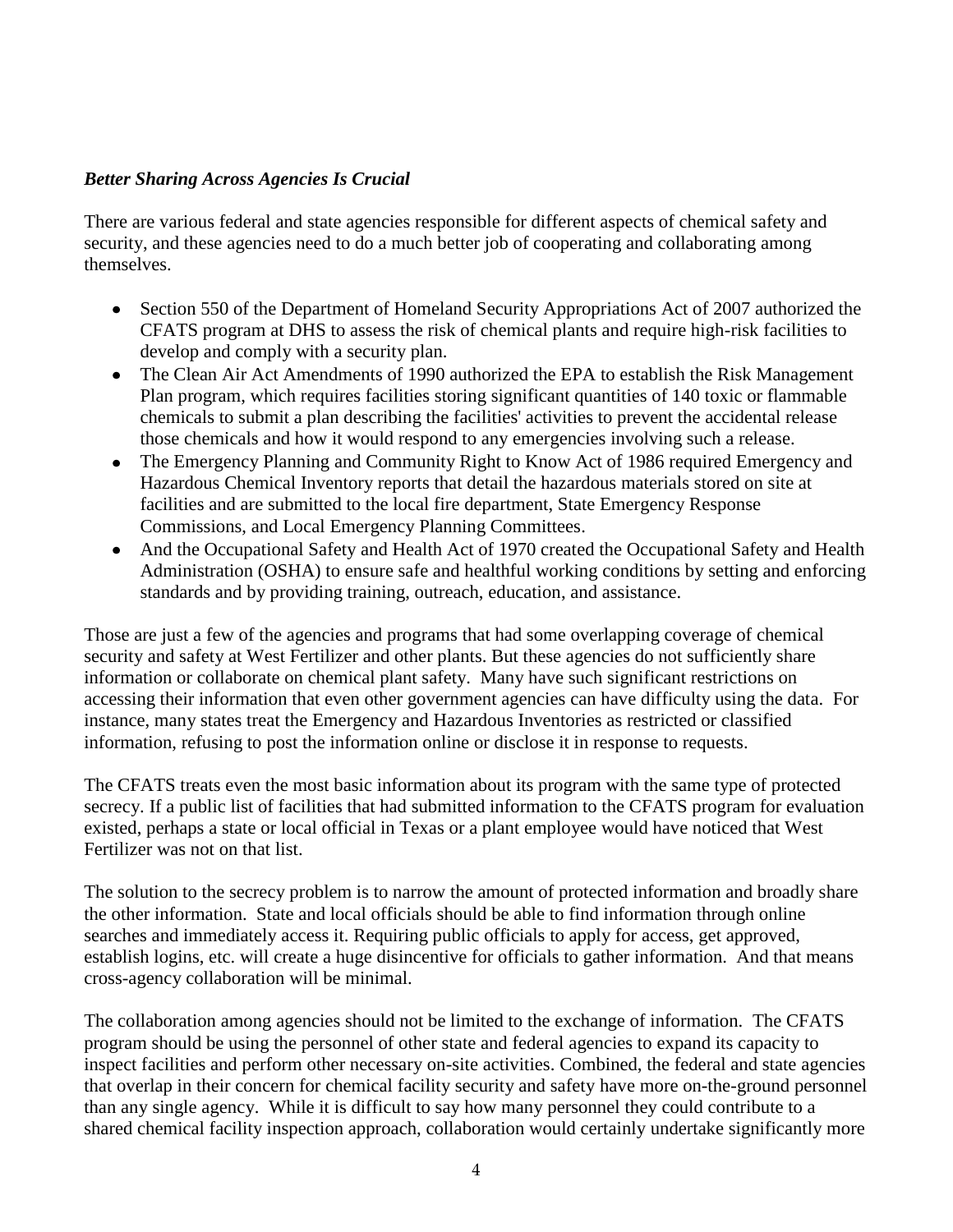***Better Sharing Across Agencies Is Crucial***

There are various federal and state agencies responsible for different aspects of chemical safety and security, and these agencies need to do a much better job of cooperating and collaborating among themselves.

- Section 550 of the Department of Homeland Security Appropriations Act of 2007 authorized the CFATS program at DHS to assess the risk of chemical plants and require high-risk facilities to develop and comply with a security plan.
- The Clean Air Act Amendments of 1990 authorized the EPA to establish the Risk Management Plan program, which requires facilities storing significant quantities of 140 toxic or flammable chemicals to submit a plan describing the facilities' activities to prevent the accidental release those chemicals and how it would respond to any emergencies involving such a release.
- The Emergency Planning and Community Right to Know Act of 1986 required Emergency and Hazardous Chemical Inventory reports that detail the hazardous materials stored on site at facilities and are submitted to the local fire department, State Emergency Response Commissions, and Local Emergency Planning Committees.
- And the Occupational Safety and Health Act of 1970 created the Occupational Safety and Health Administration (OSHA) to ensure safe and healthful working conditions by setting and enforcing standards and by providing training, outreach, education, and assistance.

Those are just a few of the agencies and programs that had some overlapping coverage of chemical security and safety at West Fertilizer and other plants. But these agencies do not sufficiently share information or collaborate on chemical plant safety. Many have such significant restrictions on accessing their information that even other government agencies can have difficulty using the data. For instance, many states treat the Emergency and Hazardous Inventories as restricted or classified information, refusing to post the information online or disclose it in response to requests.

The CFATS treats even the most basic information about its program with the same type of protected secrecy. If a public list of facilities that had submitted information to the CFATS program for evaluation existed, perhaps a state or local official in Texas or a plant employee would have noticed that West Fertilizer was not on that list.

The solution to the secrecy problem is to narrow the amount of protected information and broadly share the other information. State and local officials should be able to find information through online searches and immediately access it. Requiring public officials to apply for access, get approved, establish logins, etc. will create a huge disincentive for officials to gather information. And that means cross-agency collaboration will be minimal.

The collaboration among agencies should not be limited to the exchange of information. The CFATS program should be using the personnel of other state and federal agencies to expand its capacity to inspect facilities and perform other necessary on-site activities. Combined, the federal and state agencies that overlap in their concern for chemical facility security and safety have more on-the-ground personnel than any single agency. While it is difficult to say how many personnel they could contribute to a shared chemical facility inspection approach, collaboration would certainly undertake significantly more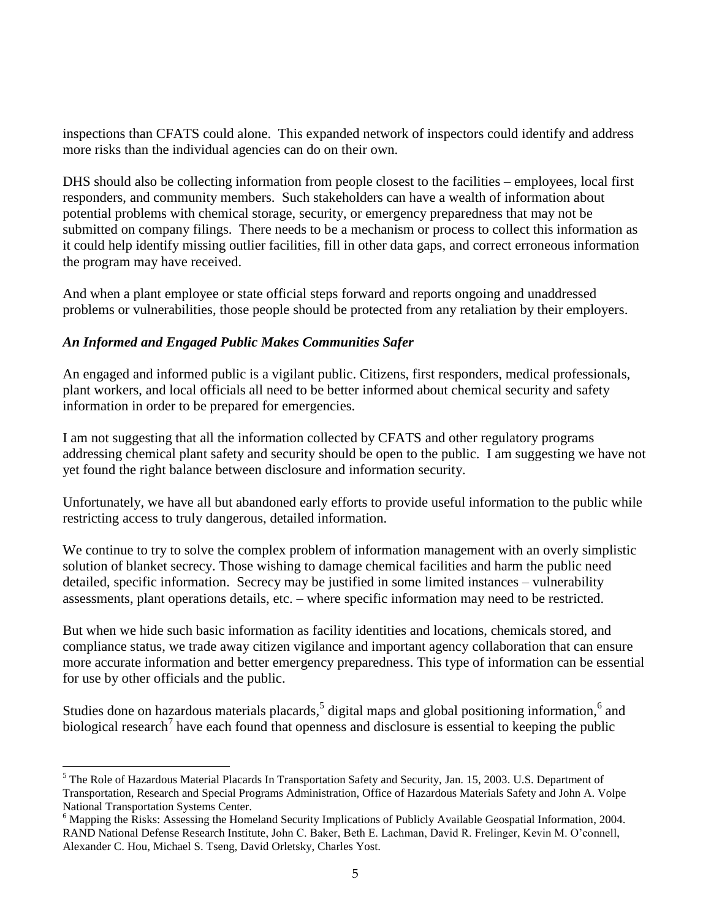inspections than CFATS could alone. This expanded network of inspectors could identify and address more risks than the individual agencies can do on their own.

DHS should also be collecting information from people closest to the facilities – employees, local first responders, and community members. Such stakeholders can have a wealth of information about potential problems with chemical storage, security, or emergency preparedness that may not be submitted on company filings. There needs to be a mechanism or process to collect this information as it could help identify missing outlier facilities, fill in other data gaps, and correct erroneous information the program may have received.

And when a plant employee or state official steps forward and reports ongoing and unaddressed problems or vulnerabilities, those people should be protected from any retaliation by their employers.

***An Informed and Engaged Public Makes Communities Safer***

An engaged and informed public is a vigilant public. Citizens, first responders, medical professionals, plant workers, and local officials all need to be better informed about chemical security and safety information in order to be prepared for emergencies.

I am not suggesting that all the information collected by CFATS and other regulatory programs addressing chemical plant safety and security should be open to the public. I am suggesting we have not yet found the right balance between disclosure and information security.

Unfortunately, we have all but abandoned early efforts to provide useful information to the public while restricting access to truly dangerous, detailed information.

We continue to try to solve the complex problem of information management with an overly simplistic solution of blanket secrecy. Those wishing to damage chemical facilities and harm the public need detailed, specific information. Secrecy may be justified in some limited instances – vulnerability assessments, plant operations details, etc. – where specific information may need to be restricted.

But when we hide such basic information as facility identities and locations, chemicals stored, and compliance status, we trade away citizen vigilance and important agency collaboration that can ensure more accurate information and better emergency preparedness. This type of information can be essential for use by other officials and the public.

Studies done on hazardous materials placards,[5] digital maps and global positioning information,[6] and biological research[7] have each found that openness and disclosure is essential to keeping the public

[5] The Role of Hazardous Material Placards In Transportation Safety and Security, Jan. 15, 2003. U.S. Department of Transportation, Research and Special Programs Administration, Office of Hazardous Materials Safety and John A. Volpe National Transportation Systems Center.

[6] Mapping the Risks: Assessing the Homeland Security Implications of Publicly Available Geospatial Information, 2004. RAND National Defense Research Institute, John C. Baker, Beth E. Lachman, David R. Frelinger, Kevin M. O'connell, Alexander C. Hou, Michael S. Tseng, David Orletsky, Charles Yost.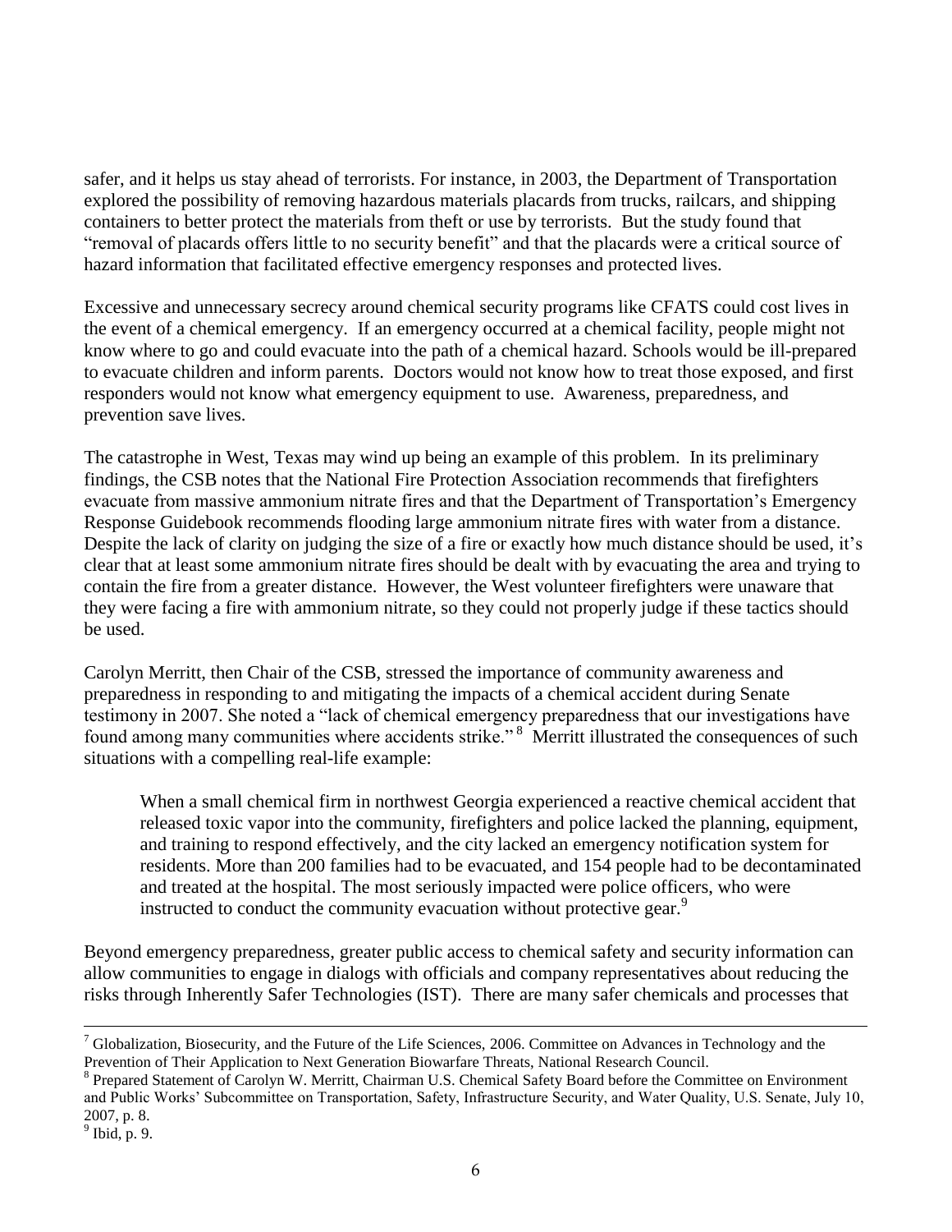safer, and it helps us stay ahead of terrorists. For instance, in 2003, the Department of Transportation explored the possibility of removing hazardous materials placards from trucks, railcars, and shipping containers to better protect the materials from theft or use by terrorists. But the study found that "removal of placards offers little to no security benefit" and that the placards were a critical source of hazard information that facilitated effective emergency responses and protected lives.

Excessive and unnecessary secrecy around chemical security programs like CFATS could cost lives in the event of a chemical emergency. If an emergency occurred at a chemical facility, people might not know where to go and could evacuate into the path of a chemical hazard. Schools would be ill-prepared to evacuate children and inform parents. Doctors would not know how to treat those exposed, and first responders would not know what emergency equipment to use. Awareness, preparedness, and prevention save lives.

The catastrophe in West, Texas may wind up being an example of this problem. In its preliminary findings, the CSB notes that the National Fire Protection Association recommends that firefighters evacuate from massive ammonium nitrate fires and that the Department of Transportation's Emergency Response Guidebook recommends flooding large ammonium nitrate fires with water from a distance. Despite the lack of clarity on judging the size of a fire or exactly how much distance should be used, it's clear that at least some ammonium nitrate fires should be dealt with by evacuating the area and trying to contain the fire from a greater distance. However, the West volunteer firefighters were unaware that they were facing a fire with ammonium nitrate, so they could not properly judge if these tactics should be used.

Carolyn Merritt, then Chair of the CSB, stressed the importance of community awareness and preparedness in responding to and mitigating the impacts of a chemical accident during Senate testimony in 2007. She noted a "lack of chemical emergency preparedness that our investigations have found among many communities where accidents strike."[8] Merritt illustrated the consequences of such situations with a compelling real-life example:

> When a small chemical firm in northwest Georgia experienced a reactive chemical accident that released toxic vapor into the community, firefighters and police lacked the planning, equipment, and training to respond effectively, and the city lacked an emergency notification system for residents. More than 200 families had to be evacuated, and 154 people had to be decontaminated and treated at the hospital. The most seriously impacted were police officers, who were instructed to conduct the community evacuation without protective gear.[9]

Beyond emergency preparedness, greater public access to chemical safety and security information can allow communities to engage in dialogs with officials and company representatives about reducing the risks through Inherently Safer Technologies (IST). There are many safer chemicals and processes that

---

[7] Globalization, Biosecurity, and the Future of the Life Sciences, 2006. Committee on Advances in Technology and the Prevention of Their Application to Next Generation Biowarfare Threats, National Research Council.

[8] Prepared Statement of Carolyn W. Merritt, Chairman U.S. Chemical Safety Board before the Committee on Environment and Public Works' Subcommittee on Transportation, Safety, Infrastructure Security, and Water Quality, U.S. Senate, July 10, 2007, p. 8.

[9] Ibid, p. 9.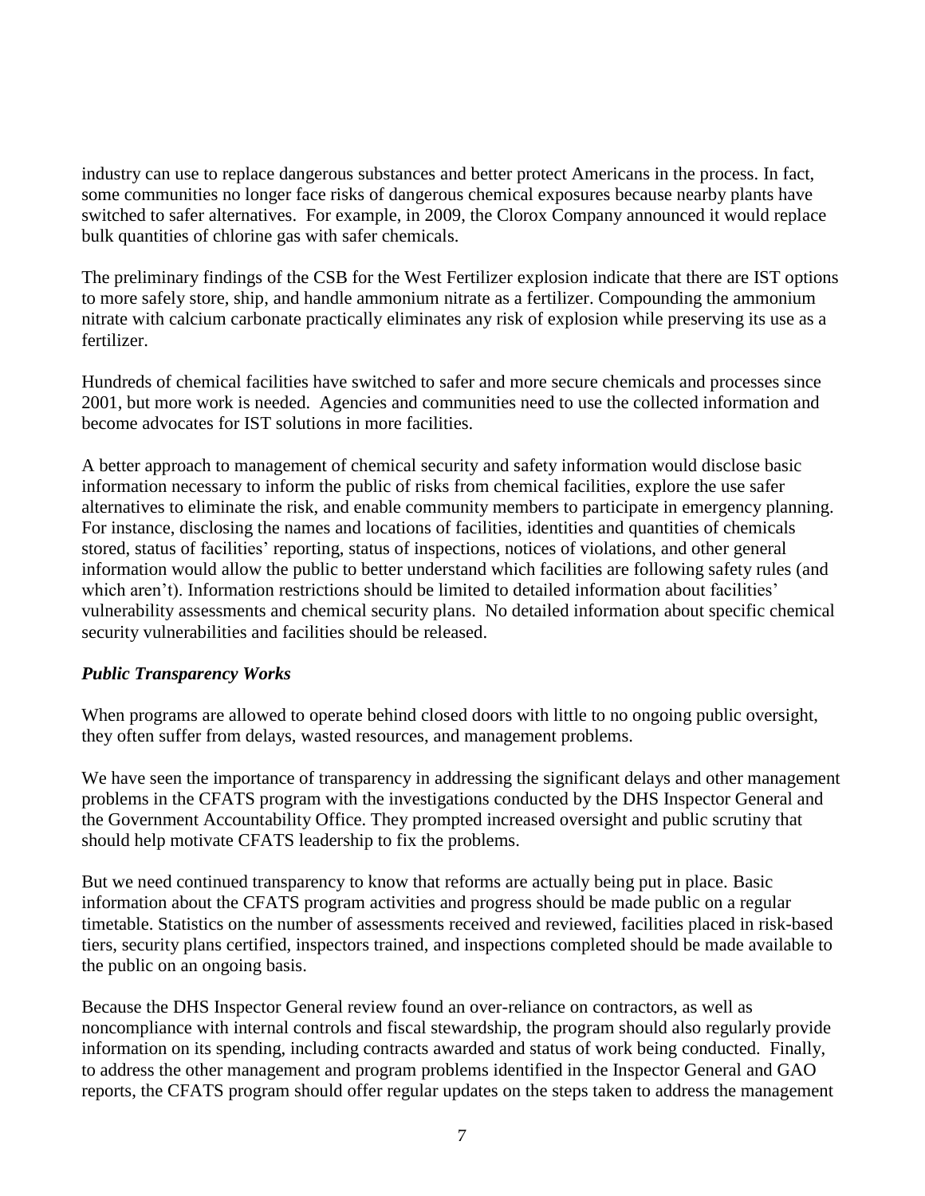industry can use to replace dangerous substances and better protect Americans in the process. In fact, some communities no longer face risks of dangerous chemical exposures because nearby plants have switched to safer alternatives. For example, in 2009, the Clorox Company announced it would replace bulk quantities of chlorine gas with safer chemicals.

The preliminary findings of the CSB for the West Fertilizer explosion indicate that there are IST options to more safely store, ship, and handle ammonium nitrate as a fertilizer. Compounding the ammonium nitrate with calcium carbonate practically eliminates any risk of explosion while preserving its use as a fertilizer.

Hundreds of chemical facilities have switched to safer and more secure chemicals and processes since 2001, but more work is needed. Agencies and communities need to use the collected information and become advocates for IST solutions in more facilities.

A better approach to management of chemical security and safety information would disclose basic information necessary to inform the public of risks from chemical facilities, explore the use safer alternatives to eliminate the risk, and enable community members to participate in emergency planning. For instance, disclosing the names and locations of facilities, identities and quantities of chemicals stored, status of facilities' reporting, status of inspections, notices of violations, and other general information would allow the public to better understand which facilities are following safety rules (and which aren't). Information restrictions should be limited to detailed information about facilities' vulnerability assessments and chemical security plans. No detailed information about specific chemical security vulnerabilities and facilities should be released.

### *Public Transparency Works*

When programs are allowed to operate behind closed doors with little to no ongoing public oversight, they often suffer from delays, wasted resources, and management problems.

We have seen the importance of transparency in addressing the significant delays and other management problems in the CFATS program with the investigations conducted by the DHS Inspector General and the Government Accountability Office. They prompted increased oversight and public scrutiny that should help motivate CFATS leadership to fix the problems.

But we need continued transparency to know that reforms are actually being put in place. Basic information about the CFATS program activities and progress should be made public on a regular timetable. Statistics on the number of assessments received and reviewed, facilities placed in risk-based tiers, security plans certified, inspectors trained, and inspections completed should be made available to the public on an ongoing basis.

Because the DHS Inspector General review found an over-reliance on contractors, as well as noncompliance with internal controls and fiscal stewardship, the program should also regularly provide information on its spending, including contracts awarded and status of work being conducted. Finally, to address the other management and program problems identified in the Inspector General and GAO reports, the CFATS program should offer regular updates on the steps taken to address the management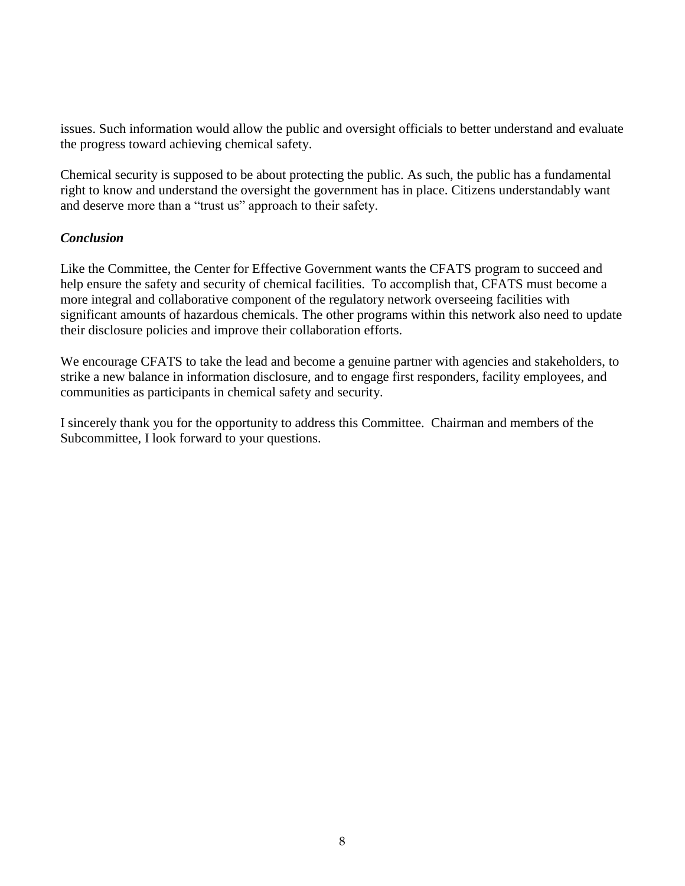issues. Such information would allow the public and oversight officials to better understand and evaluate the progress toward achieving chemical safety.

Chemical security is supposed to be about protecting the public. As such, the public has a fundamental right to know and understand the oversight the government has in place. Citizens understandably want and deserve more than a "trust us" approach to their safety.

### ***Conclusion***

Like the Committee, the Center for Effective Government wants the CFATS program to succeed and help ensure the safety and security of chemical facilities. To accomplish that, CFATS must become a more integral and collaborative component of the regulatory network overseeing facilities with significant amounts of hazardous chemicals. The other programs within this network also need to update their disclosure policies and improve their collaboration efforts.

We encourage CFATS to take the lead and become a genuine partner with agencies and stakeholders, to strike a new balance in information disclosure, and to engage first responders, facility employees, and communities as participants in chemical safety and security.

I sincerely thank you for the opportunity to address this Committee. Chairman and members of the Subcommittee, I look forward to your questions.